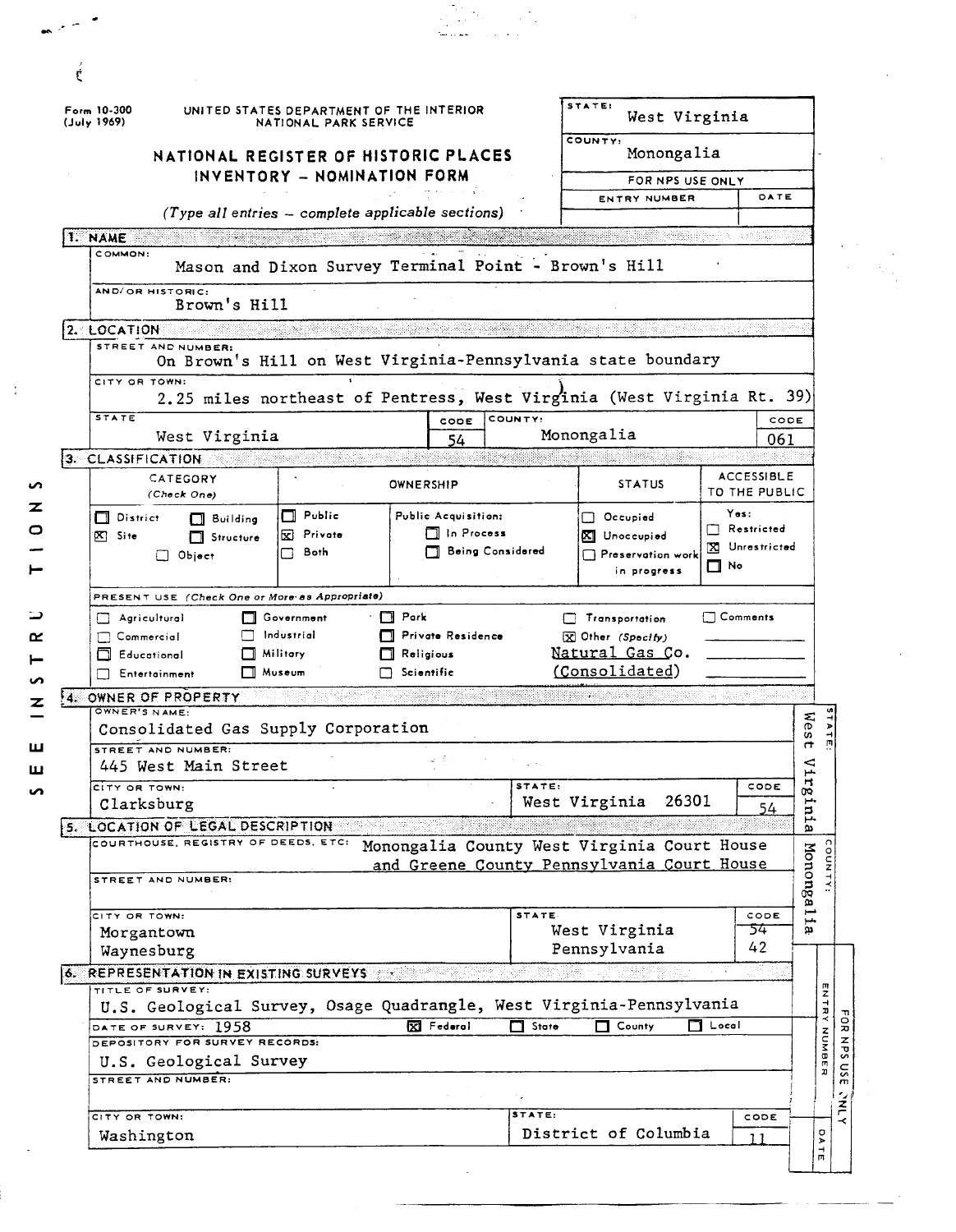Form 10-300
(July 1969)

UNITED STATES DEPARTMENT OF THE INTERIOR
NATIONAL PARK SERVICE

# NATIONAL REGISTER OF HISTORIC PLACES INVENTORY - NOMINATION FORM

*(Type all entries – complete applicable sections)*

| STATE: | West Virginia |
|---|---|
| COUNTY: | Monongalia |
| FOR NPS USE ONLY | |
| ENTRY NUMBER | DATE |

## 1. NAME

COMMON:
Mason and Dixon Survey Terminal Point - Brown's Hill

AND/OR HISTORIC:
Brown's Hill

## 2. LOCATION

STREET AND NUMBER:
On Brown's Hill on West Virginia-Pennsylvania state boundary

CITY OR TOWN:
2.25 miles northeast of Pentress, West Virginia (West Virginia Rt. 39)

| STATE | CODE | COUNTY: | CODE |
|---|---|---|---|
| West Virginia | 54 | Monongalia | 061 |

## 3. CLASSIFICATION

| CATEGORY (Check One) | OWNERSHIP | | STATUS | ACCESSIBLE TO THE PUBLIC |
|---|---|---|---|---|
| ☐ District ☐ Building | ☐ Public | Public Acquisition: | ☐ Occupied | Yes: |
| ☒ Site ☐ Structure | ☒ Private | ☐ In Process | ☒ Unoccupied | ☐ Restricted |
| ☐ Object | ☐ Both | ☐ Being Considered | ☐ Preservation work in progress | ☒ Unrestricted |
| | | | | ☐ No |

PRESENT USE *(Check One or More as Appropriate)*

| | | | | |
|---|---|---|---|---|
| ☐ Agricultural | ☐ Government | ☐ Park | ☐ Transportation | ☐ Comments |
| ☐ Commercial | ☐ Industrial | ☐ Private Residence | ☒ Other (Specify) | |
| ☐ Educational | ☐ Military | ☐ Religious | Natural Gas Co. | |
| ☐ Entertainment | ☐ Museum | ☐ Scientific | (Consolidated) | |

## 4. OWNER OF PROPERTY

OWNER'S NAME:
Consolidated Gas Supply Corporation

STREET AND NUMBER:
445 West Main Street

| CITY OR TOWN: | STATE: | CODE |
|---|---|---|
| Clarksburg | West Virginia 26301 | 54 |

## 5. LOCATION OF LEGAL DESCRIPTION

COURTHOUSE, REGISTRY OF DEEDS, ETC: Monongalia County West Virginia Court House and Greene County Pennsylvania Court House

STREET AND NUMBER:

| CITY OR TOWN: | STATE | CODE |
|---|---|---|
| Morgantown | West Virginia | 54 |
| Waynesburg | Pennsylvania | 42 |

## 6. REPRESENTATION IN EXISTING SURVEYS

TITLE OF SURVEY:
U.S. Geological Survey, Osage Quadrangle, West Virginia-Pennsylvania

DATE OF SURVEY: 1958 ☒ Federal ☐ State ☐ County ☐ Local

DEPOSITORY FOR SURVEY RECORDS:
U.S. Geological Survey

STREET AND NUMBER:

| CITY OR TOWN: | STATE: | CODE |
|---|---|---|
| Washington | District of Columbia | 11 |

STATE: West Virginia
COUNTY: Monongalia

FOR NPS USE ONLY
ENTRY NUMBER
DATE

SEE INSTRUCTIONS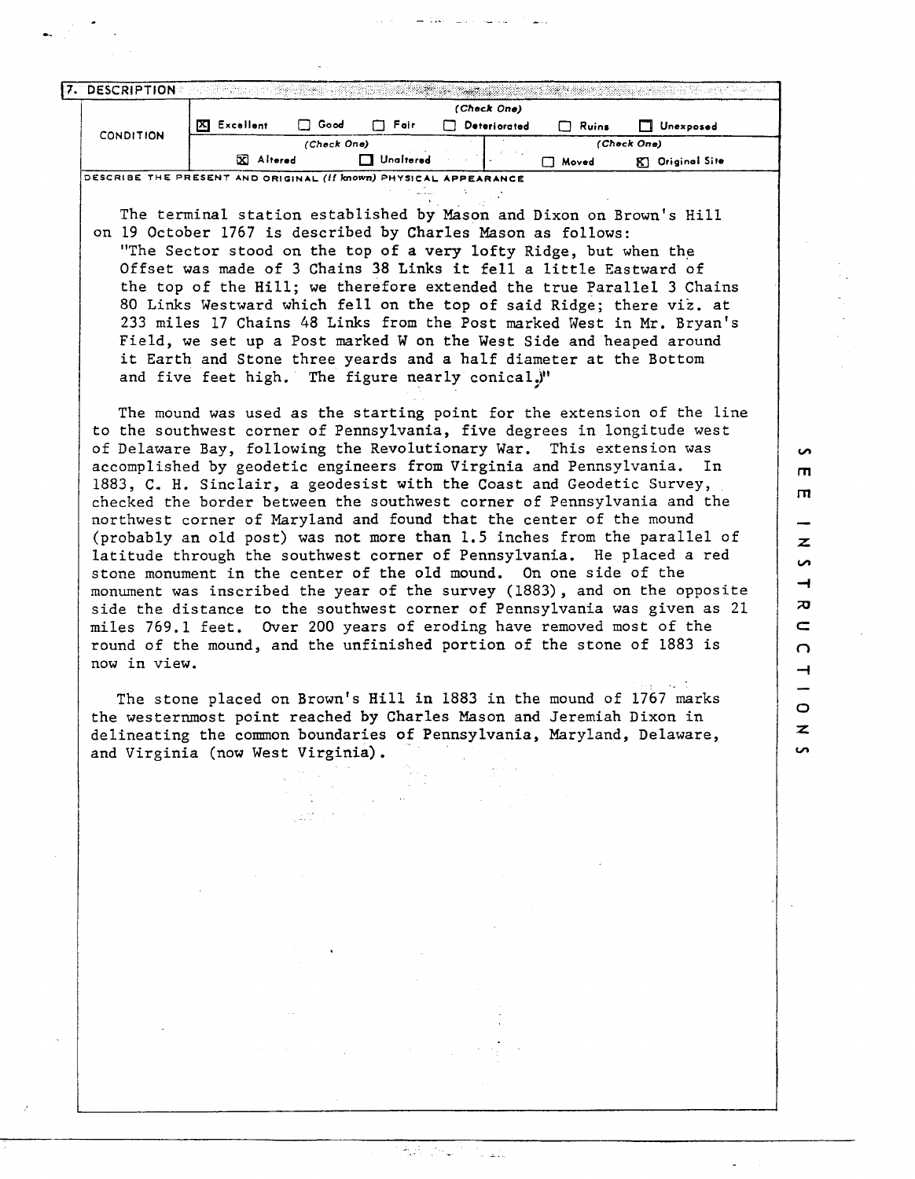## 7. DESCRIPTION

| CONDITION | (Check One) | | | | | |
|---|---|---|---|---|---|---|
| | [X] Excellent | [ ] Good | [ ] Fair | [ ] Deteriorated | [ ] Ruins | [ ] Unexposed |
| | (Check One) | | | (Check One) | | |
| | [X] Altered | [ ] Unaltered | | [ ] Moved | [X] Original Site | |

DESCRIBE THE PRESENT AND ORIGINAL (If known) PHYSICAL APPEARANCE

The terminal station established by Mason and Dixon on Brown's Hill on 19 October 1767 is described by Charles Mason as follows:

"The Sector stood on the top of a very lofty Ridge, but when the Offset was made of 3 Chains 38 Links it fell a little Eastward of the top of the Hill; we therefore extended the true Parallel 3 Chains 80 Links Westward which fell on the top of said Ridge; there viz. at 233 miles 17 Chains 48 Links from the Post marked West in Mr. Bryan's Field, we set up a Post marked W on the West Side and heaped around it Earth and Stone three yeards and a half diameter at the Bottom and five feet high. The figure nearly conical."

The mound was used as the starting point for the extension of the line to the southwest corner of Pennsylvania, five degrees in longitude west of Delaware Bay, following the Revolutionary War. This extension was accomplished by geodetic engineers from Virginia and Pennsylvania. In 1883, C. H. Sinclair, a geodesist with the Coast and Geodetic Survey, checked the border between the southwest corner of Pennsylvania and the northwest corner of Maryland and found that the center of the mound (probably an old post) was not more than 1.5 inches from the parallel of latitude through the southwest corner of Pennsylvania. He placed a red stone monument in the center of the old mound. On one side of the monument was inscribed the year of the survey (1883), and on the opposite side the distance to the southwest corner of Pennsylvania was given as 21 miles 769.1 feet. Over 200 years of eroding have removed most of the round of the mound, and the unfinished portion of the stone of 1883 is now in view.

The stone placed on Brown's Hill in 1883 in the mound of 1767 marks the westernmost point reached by Charles Mason and Jeremiah Dixon in delineating the common boundaries of Pennsylvania, Maryland, Delaware, and Virginia (now West Virginia).

SEE INSTRUCTIONS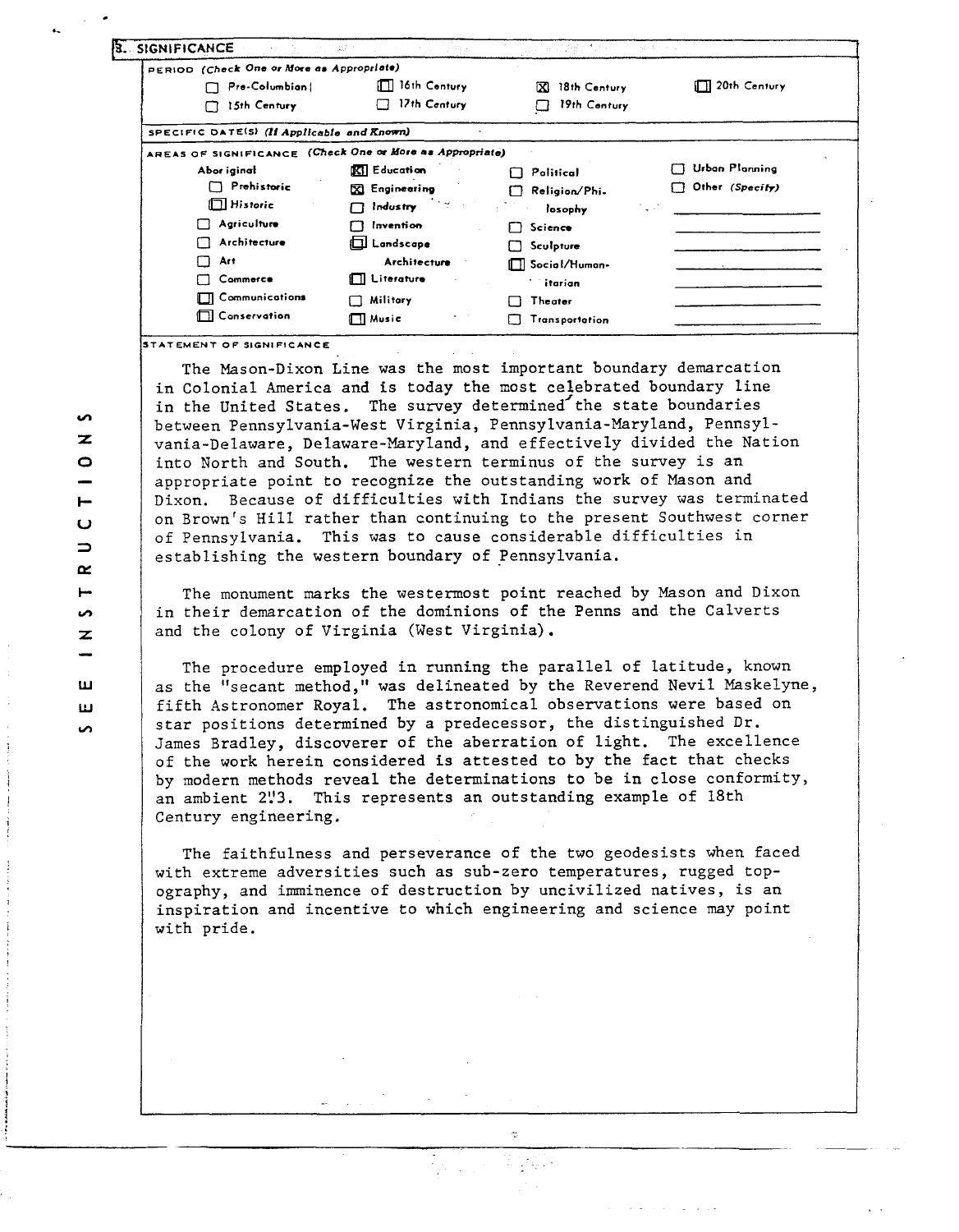## 8. SIGNIFICANCE

**PERIOD** *(Check One or More as Appropriate)*

| | | | |
|---|---|---|---|
| ☐ Pre-Columbian | ☐ 16th Century | ☒ 18th Century | ☐ 20th Century |
| ☐ 15th Century | ☐ 17th Century | ☐ 19th Century | |

**SPECIFIC DATE(S)** *(If Applicable and Known)*

**AREAS OF SIGNIFICANCE** *(Check One or More as Appropriate)*

| | | | |
|---|---|---|---|
| Aboriginal | ☒ Education | ☐ Political | ☐ Urban Planning |
| ☐ Prehistoric | ☒ Engineering | ☐ Religion/Philosophy | ☐ Other *(Specify)* |
| ☐ Historic | ☐ Industry | ☐ Science | |
| ☐ Agriculture | ☐ Invention | ☐ Sculpture | |
| ☐ Architecture | ☐ Landscape Architecture | ☐ Social/Humanitarian | |
| ☐ Art | ☐ Literature | ☐ Theater | |
| ☐ Commerce | ☐ Military | ☐ Transportation | |
| ☐ Communications | ☐ Music | | |
| ☐ Conservation | | | |

**STATEMENT OF SIGNIFICANCE**

The Mason-Dixon Line was the most important boundary demarcation in Colonial America and is today the most celebrated boundary line in the United States. The survey determined the state boundaries between Pennsylvania-West Virginia, Pennsylvania-Maryland, Pennsylvania-Delaware, Delaware-Maryland, and effectively divided the Nation into North and South. The western terminus of the survey is an appropriate point to recognize the outstanding work of Mason and Dixon. Because of difficulties with Indians the survey was terminated on Brown's Hill rather than continuing to the present Southwest corner of Pennsylvania. This was to cause considerable difficulties in establishing the western boundary of Pennsylvania.

The monument marks the westermost point reached by Mason and Dixon in their demarcation of the dominions of the Penns and the Calverts and the colony of Virginia (West Virginia).

The procedure employed in running the parallel of latitude, known as the "secant method," was delineated by the Reverend Nevil Maskelyne, fifth Astronomer Royal. The astronomical observations were based on star positions determined by a predecessor, the distinguished Dr. James Bradley, discoverer of the aberration of light. The excellence of the work herein considered is attested to by the fact that checks by modern methods reveal the determinations to be in close conformity, an ambient 2."3. This represents an outstanding example of 18th Century engineering.

The faithfulness and perseverance of the two geodesists when faced with extreme adversities such as sub-zero temperatures, rugged topography, and imminence of destruction by uncivilized natives, is an inspiration and incentive to which engineering and science may point with pride.

SEE INSTRUCTIONS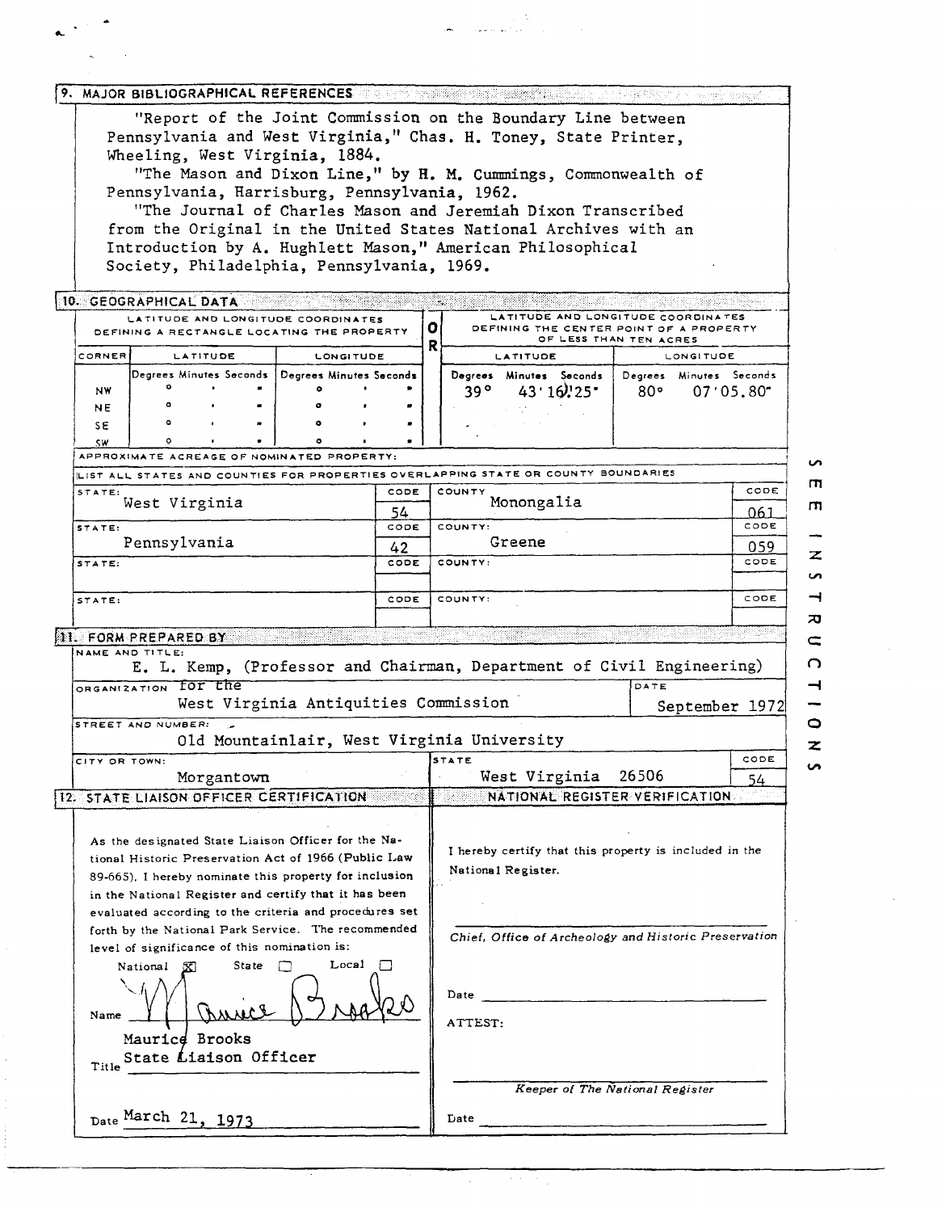## 9. MAJOR BIBLIOGRAPHICAL REFERENCES

"Report of the Joint Commission on the Boundary Line between Pennsylvania and West Virginia," Chas. H. Toney, State Printer, Wheeling, West Virginia, 1884.

"The Mason and Dixon Line," by H. M. Cummings, Commonwealth of Pennsylvania, Harrisburg, Pennsylvania, 1962.

"The Journal of Charles Mason and Jeremiah Dixon Transcribed from the Original in the United States National Archives with an Introduction by A. Hughlett Mason," American Philosophical Society, Philadelphia, Pennsylvania, 1969.

## 10. GEOGRAPHICAL DATA

| LATITUDE AND LONGITUDE COORDINATES DEFINING A RECTANGLE LOCATING THE PROPERTY | | | OR | LATITUDE AND LONGITUDE COORDINATES DEFINING THE CENTER POINT OF A PROPERTY OF LESS THAN TEN ACRES | |
|---|---|---|---|---|---|
| CORNER | LATITUDE | LONGITUDE | | LATITUDE | LONGITUDE |
| | Degrees Minutes Seconds | Degrees Minutes Seconds | | Degrees Minutes Seconds | Degrees Minutes Seconds |
| NW | ° ' " | ° ' " | | 39° 43' 16.25" | 80° 07' 05.80" |
| NE | ° ' " | ° ' " | | | |
| SE | ° ' " | ° ' " | | | |
| SW | ° ' " | ° ' " | | | |

APPROXIMATE ACREAGE OF NOMINATED PROPERTY:

LIST ALL STATES AND COUNTIES FOR PROPERTIES OVERLAPPING STATE OR COUNTY BOUNDARIES

| STATE | CODE | COUNTY | CODE |
|---|---|---|---|
| West Virginia | 54 | Monongalia | 061 |
| Pennsylvania | 42 | Greene | 059 |
| | | | |
| | | | |

## 11. FORM PREPARED BY

NAME AND TITLE: E. L. Kemp, (Professor and Chairman, Department of Civil Engineering)

ORGANIZATION: for the West Virginia Antiquities Commission

DATE: September 1972

STREET AND NUMBER: Old Mountainlair, West Virginia University

CITY OR TOWN: Morgantown

STATE: West Virginia 26506

CODE: 54

## 12. STATE LIAISON OFFICER CERTIFICATION

As the designated State Liaison Officer for the National Historic Preservation Act of 1966 (Public Law 89-665), I hereby nominate this property for inclusion in the National Register and certify that it has been evaluated according to the criteria and procedures set forth by the National Park Service. The recommended level of significance of this nomination is:

National [X] State [ ] Local [ ]

Name: Maurice Brooks

Title: State Liaison Officer

Date: March 21, 1973

## NATIONAL REGISTER VERIFICATION

I hereby certify that this property is included in the National Register.

*Chief, Office of Archeology and Historic Preservation*

Date

ATTEST:

*Keeper of The National Register*

Date

SEE INSTRUCTIONS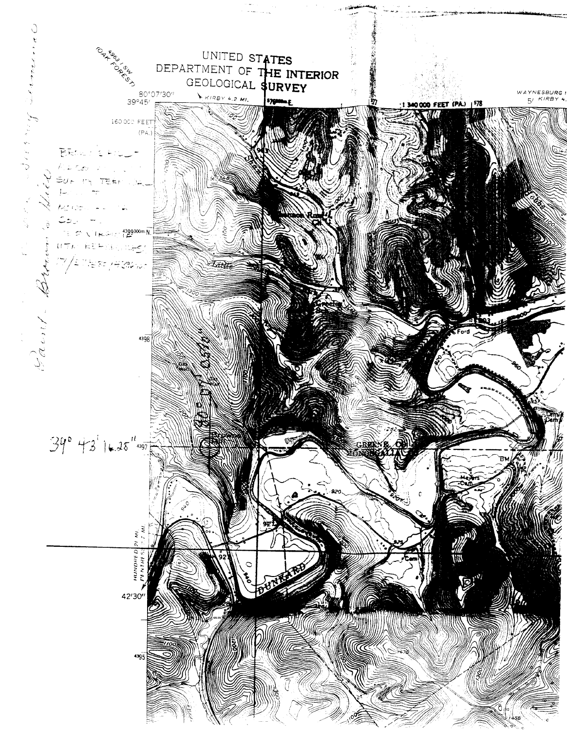UNITED STATES
DEPARTMENT OF THE INTERIOR
GEOLOGICAL SURVEY

4963 I SW
(OAK FOREST)

80°07'30"
39°45'

KIRBY 4.2 MI.

160 000 FEET (PA.)

1 340 000 FEET (PA.)

WAYNESBURG
5' KIRBY 4.

4399000m.N.

4398

39° 43' 16.25"

4397

42'30"

4395

80° 07' 03.78"

GREENE CO.
MONONGALIA

DUNKARD

Ford

Meyers Cem.

Cem.

BM

Little

Greene

Brown's Hill

Point Brown's Hill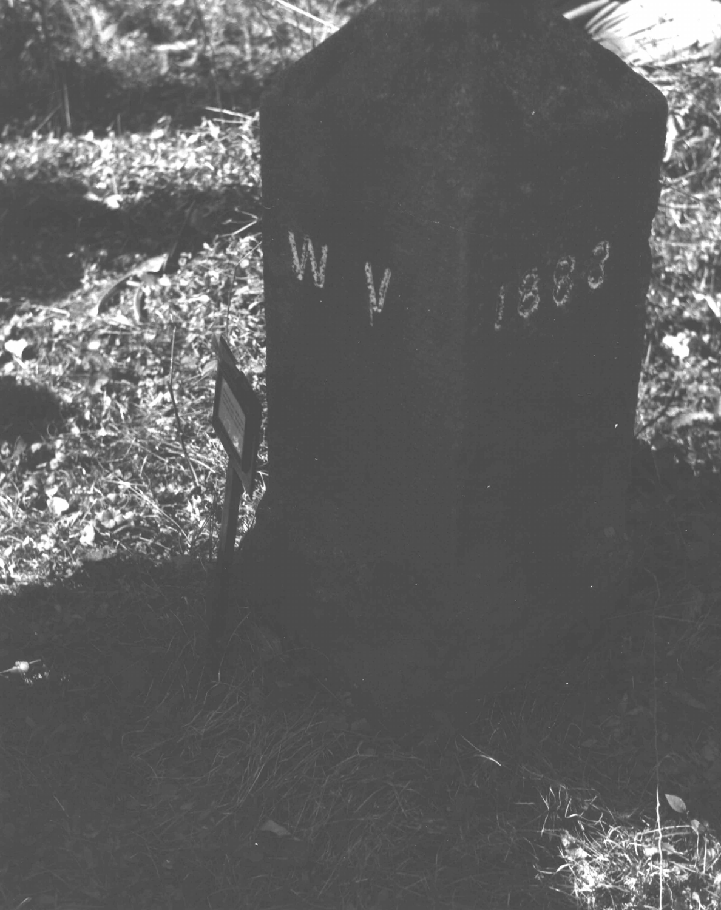W V 1883